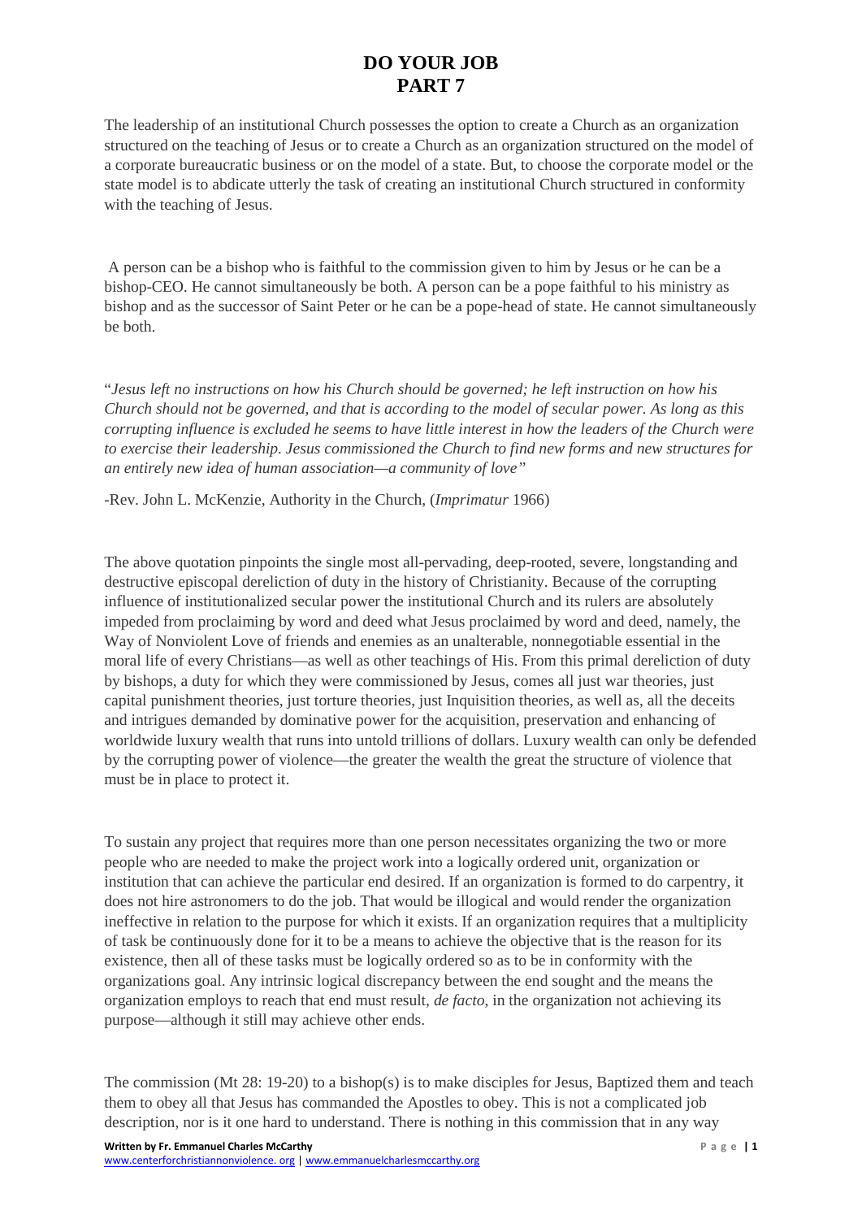# DO YOUR JOB
# PART 7

The leadership of an institutional Church possesses the option to create a Church as an organization structured on the teaching of Jesus or to create a Church as an organization structured on the model of a corporate bureaucratic business or on the model of a state. But, to choose the corporate model or the state model is to abdicate utterly the task of creating an institutional Church structured in conformity with the teaching of Jesus.

A person can be a bishop who is faithful to the commission given to him by Jesus or he can be a bishop-CEO. He cannot simultaneously be both. A person can be a pope faithful to his ministry as bishop and as the successor of Saint Peter or he can be a pope-head of state. He cannot simultaneously be both.

"*Jesus left no instructions on how his Church should be governed; he left instruction on how his Church should not be governed, and that is according to the model of secular power. As long as this corrupting influence is excluded he seems to have little interest in how the leaders of the Church were to exercise their leadership. Jesus commissioned the Church to find new forms and new structures for an entirely new idea of human association—a community of love"*

-Rev. John L. McKenzie, Authority in the Church, (*Imprimatur* 1966)

The above quotation pinpoints the single most all-pervading, deep-rooted, severe, longstanding and destructive episcopal dereliction of duty in the history of Christianity. Because of the corrupting influence of institutionalized secular power the institutional Church and its rulers are absolutely impeded from proclaiming by word and deed what Jesus proclaimed by word and deed, namely, the Way of Nonviolent Love of friends and enemies as an unalterable, nonnegotiable essential in the moral life of every Christians—as well as other teachings of His. From this primal dereliction of duty by bishops, a duty for which they were commissioned by Jesus, comes all just war theories, just capital punishment theories, just torture theories, just Inquisition theories, as well as, all the deceits and intrigues demanded by dominative power for the acquisition, preservation and enhancing of worldwide luxury wealth that runs into untold trillions of dollars. Luxury wealth can only be defended by the corrupting power of violence—the greater the wealth the great the structure of violence that must be in place to protect it.

To sustain any project that requires more than one person necessitates organizing the two or more people who are needed to make the project work into a logically ordered unit, organization or institution that can achieve the particular end desired. If an organization is formed to do carpentry, it does not hire astronomers to do the job. That would be illogical and would render the organization ineffective in relation to the purpose for which it exists. If an organization requires that a multiplicity of task be continuously done for it to be a means to achieve the objective that is the reason for its existence, then all of these tasks must be logically ordered so as to be in conformity with the organizations goal. Any intrinsic logical discrepancy between the end sought and the means the organization employs to reach that end must result, *de facto*, in the organization not achieving its purpose—although it still may achieve other ends.

The commission (Mt 28: 19-20) to a bishop(s) is to make disciples for Jesus, Baptized them and teach them to obey all that Jesus has commanded the Apostles to obey. This is not a complicated job description, nor is it one hard to understand. There is nothing in this commission that in any way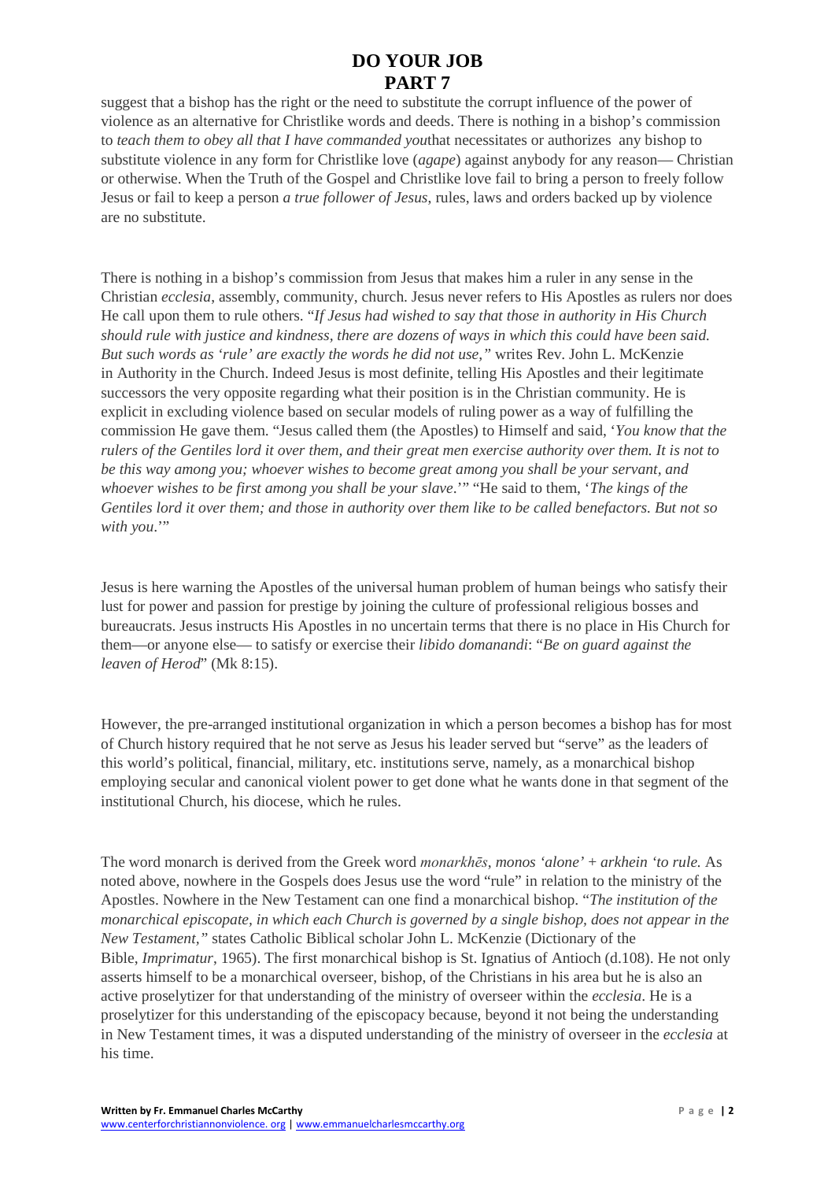suggest that a bishop has the right or the need to substitute the corrupt influence of the power of violence as an alternative for Christlike words and deeds. There is nothing in a bishop's commission to *teach them to obey all that I have commanded you*that necessitates or authorizes any bishop to substitute violence in any form for Christlike love (*agape*) against anybody for any reason— Christian or otherwise. When the Truth of the Gospel and Christlike love fail to bring a person to freely follow Jesus or fail to keep a person *a true follower of Jesus*, rules, laws and orders backed up by violence are no substitute.

There is nothing in a bishop's commission from Jesus that makes him a ruler in any sense in the Christian *ecclesia*, assembly, community, church. Jesus never refers to His Apostles as rulers nor does He call upon them to rule others. "*If Jesus had wished to say that those in authority in His Church should rule with justice and kindness, there are dozens of ways in which this could have been said. But such words as 'rule' are exactly the words he did not use,"* writes Rev. John L. McKenzie in Authority in the Church. Indeed Jesus is most definite, telling His Apostles and their legitimate successors the very opposite regarding what their position is in the Christian community. He is explicit in excluding violence based on secular models of ruling power as a way of fulfilling the commission He gave them. "Jesus called them (the Apostles) to Himself and said, '*You know that the rulers of the Gentiles lord it over them, and their great men exercise authority over them. It is not to be this way among you; whoever wishes to become great among you shall be your servant, and whoever wishes to be first among you shall be your slave*.'" "He said to them, '*The kings of the Gentiles lord it over them; and those in authority over them like to be called benefactors. But not so with you*.'"

Jesus is here warning the Apostles of the universal human problem of human beings who satisfy their lust for power and passion for prestige by joining the culture of professional religious bosses and bureaucrats. Jesus instructs His Apostles in no uncertain terms that there is no place in His Church for them—or anyone else— to satisfy or exercise their *libido domanandi*: "*Be on guard against the leaven of Herod*" (Mk 8:15).

However, the pre-arranged institutional organization in which a person becomes a bishop has for most of Church history required that he not serve as Jesus his leader served but "serve" as the leaders of this world's political, financial, military, etc. institutions serve, namely, as a monarchical bishop employing secular and canonical violent power to get done what he wants done in that segment of the institutional Church, his diocese, which he rules.

The word monarch is derived from the Greek word *monarkhēs*, *monos 'alone'* + *arkhein 'to rule.* As noted above, nowhere in the Gospels does Jesus use the word "rule" in relation to the ministry of the Apostles. Nowhere in the New Testament can one find a monarchical bishop. "*The institution of the monarchical episcopate, in which each Church is governed by a single bishop, does not appear in the New Testament,"* states Catholic Biblical scholar John L. McKenzie (Dictionary of the Bible, *Imprimatur*, 1965). The first monarchical bishop is St. Ignatius of Antioch (d.108). He not only asserts himself to be a monarchical overseer, bishop, of the Christians in his area but he is also an active proselytizer for that understanding of the ministry of overseer within the *ecclesia*. He is a proselytizer for this understanding of the episcopacy because, beyond it not being the understanding in New Testament times, it was a disputed understanding of the ministry of overseer in the *ecclesia* at his time.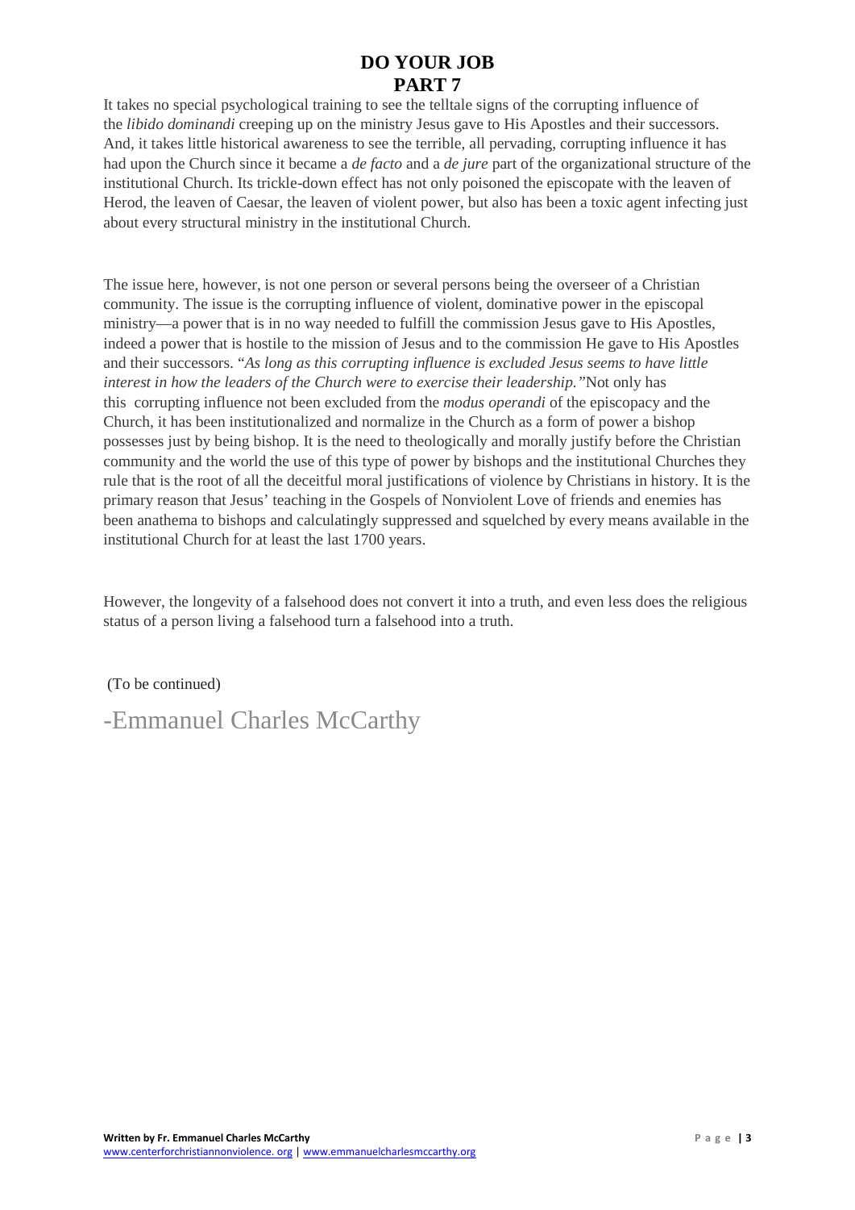# DO YOUR JOB
# PART 7

It takes no special psychological training to see the telltale signs of the corrupting influence of the *libido dominandi* creeping up on the ministry Jesus gave to His Apostles and their successors. And, it takes little historical awareness to see the terrible, all pervading, corrupting influence it has had upon the Church since it became a *de facto* and a *de jure* part of the organizational structure of the institutional Church. Its trickle-down effect has not only poisoned the episcopate with the leaven of Herod, the leaven of Caesar, the leaven of violent power, but also has been a toxic agent infecting just about every structural ministry in the institutional Church.

The issue here, however, is not one person or several persons being the overseer of a Christian community. The issue is the corrupting influence of violent, dominative power in the episcopal ministry—a power that is in no way needed to fulfill the commission Jesus gave to His Apostles, indeed a power that is hostile to the mission of Jesus and to the commission He gave to His Apostles and their successors. "*As long as this corrupting influence is excluded Jesus seems to have little interest in how the leaders of the Church were to exercise their leadership.*"Not only has this corrupting influence not been excluded from the *modus operandi* of the episcopacy and the Church, it has been institutionalized and normalize in the Church as a form of power a bishop possesses just by being bishop. It is the need to theologically and morally justify before the Christian community and the world the use of this type of power by bishops and the institutional Churches they rule that is the root of all the deceitful moral justifications of violence by Christians in history. It is the primary reason that Jesus' teaching in the Gospels of Nonviolent Love of friends and enemies has been anathema to bishops and calculatingly suppressed and squelched by every means available in the institutional Church for at least the last 1700 years.

However, the longevity of a falsehood does not convert it into a truth, and even less does the religious status of a person living a falsehood turn a falsehood into a truth.

(To be continued)

-Emmanuel Charles McCarthy